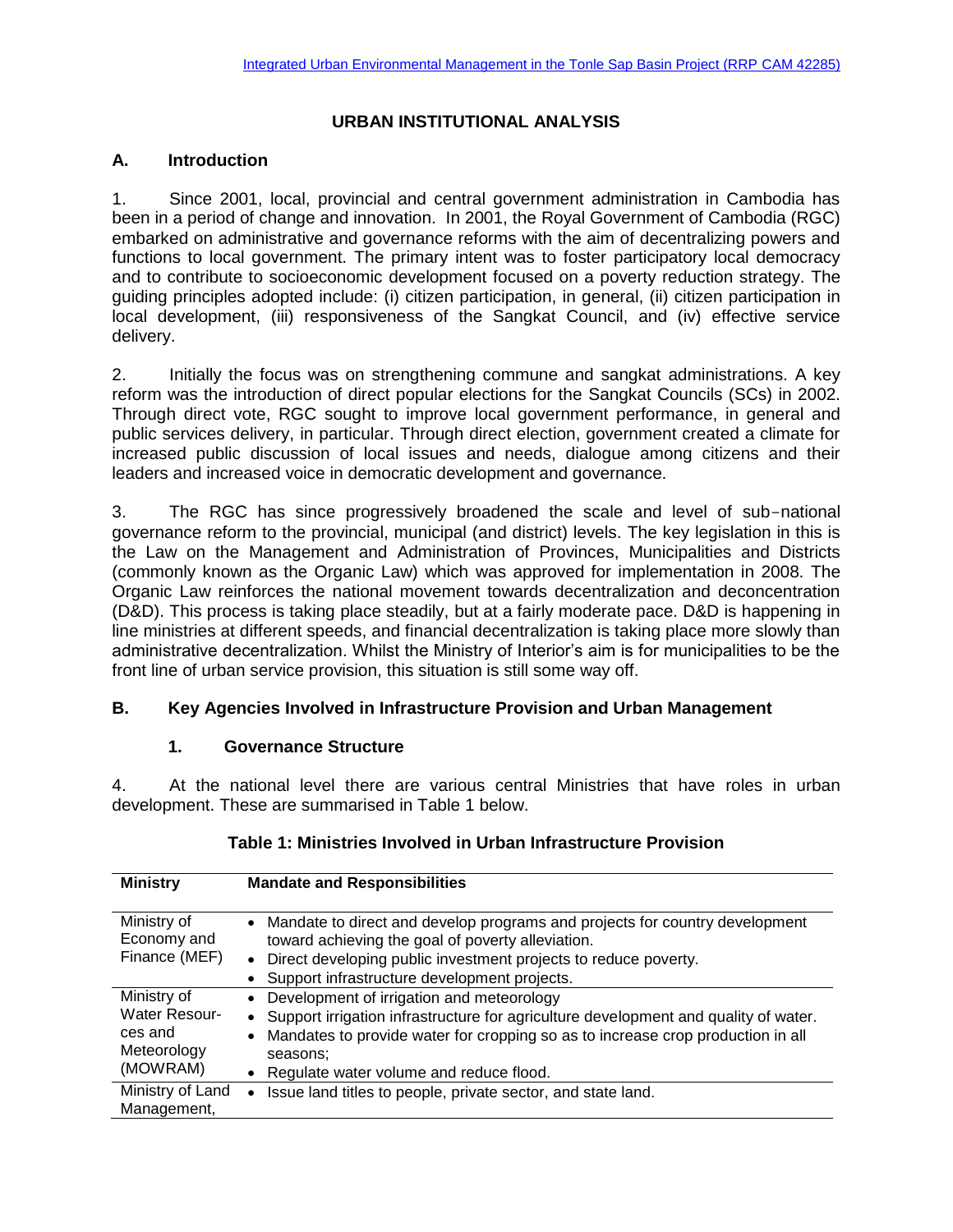## URBAN INSTITUTIONAL ANALYSIS

### A. Introduction

1. Since 2001, local, provincial and central government administration in Cambodia has been in a period of change and innovation. In 2001, the Royal Government of Cambodia (RGC) embarked on administrative and governance reforms with the aim of decentralizing powers and functions to local government. The primary intent was to foster participatory local democracy and to contribute to socioeconomic development focused on a poverty reduction strategy. The guiding principles adopted include: (i) citizen participation, in general, (ii) citizen participation in local development, (iii) responsiveness of the Sangkat Council, and (iv) effective service delivery.

2. Initially the focus was on strengthening commune and sangkat administrations. A key reform was the introduction of direct popular elections for the Sangkat Councils (SCs) in 2002. Through direct vote, RGC sought to improve local government performance, in general and public services delivery, in particular. Through direct election, government created a climate for increased public discussion of local issues and needs, dialogue among citizens and their leaders and increased voice in democratic development and governance.

3. The RGC has since progressively broadened the scale and level of sub-national governance reform to the provincial, municipal (and district) levels. The key legislation in this is the Law on the Management and Administration of Provinces, Municipalities and Districts (commonly known as the Organic Law) which was approved for implementation in 2008. The Organic Law reinforces the national movement towards decentralization and deconcentration (D&D). This process is taking place steadily, but at a fairly moderate pace. D&D is happening in line ministries at different speeds, and financial decentralization is taking place more slowly than administrative decentralization. Whilst the Ministry of Interior's aim is for municipalities to be the front line of urban service provision, this situation is still some way off.

### B. Key Agencies Involved in Infrastructure Provision and Urban Management

#### 1. Governance Structure

4. At the national level there are various central Ministries that have roles in urban development. These are summarised in Table 1 below.

**Table 1: Ministries Involved in Urban Infrastructure Provision**

| Ministry | Mandate and Responsibilities |
|---|---|
| Ministry of Economy and Finance (MEF) | • Mandate to direct and develop programs and projects for country development toward achieving the goal of poverty alleviation.<br>• Direct developing public investment projects to reduce poverty.<br>• Support infrastructure development projects. |
| Ministry of Water Resources and Meteorology (MOWRAM) | • Development of irrigation and meteorology<br>• Support irrigation infrastructure for agriculture development and quality of water.<br>• Mandates to provide water for cropping so as to increase crop production in all seasons;<br>• Regulate water volume and reduce flood. |
| Ministry of Land Management, | • Issue land titles to people, private sector, and state land. |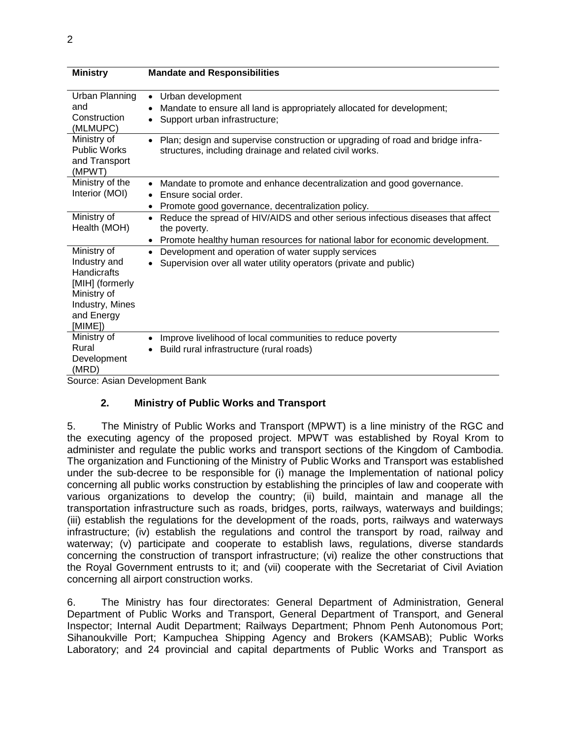| Ministry | Mandate and Responsibilities |
| --- | --- |
| Urban Planning and Construction (MLMUPC) | • Urban development<br>• Mandate to ensure all land is appropriately allocated for development;<br>• Support urban infrastructure; |
| Ministry of Public Works and Transport (MPWT) | • Plan; design and supervise construction or upgrading of road and bridge infra-structures, including drainage and related civil works. |
| Ministry of the Interior (MOI) | • Mandate to promote and enhance decentralization and good governance.<br>• Ensure social order.<br>• Promote good governance, decentralization policy. |
| Ministry of Health (MOH) | • Reduce the spread of HIV/AIDS and other serious infectious diseases that affect the poverty.<br>• Promote healthy human resources for national labor for economic development. |
| Ministry of Industry and Handicrafts [MIH] (formerly Ministry of Industry, Mines and Energy [MIME]) | • Development and operation of water supply services<br>• Supervision over all water utility operators (private and public) |
| Ministry of Rural Development (MRD) | • Improve livelihood of local communities to reduce poverty<br>• Build rural infrastructure (rural roads) |

Source: Asian Development Bank

### 2. Ministry of Public Works and Transport

5. The Ministry of Public Works and Transport (MPWT) is a line ministry of the RGC and the executing agency of the proposed project. MPWT was established by Royal Krom to administer and regulate the public works and transport sections of the Kingdom of Cambodia. The organization and Functioning of the Ministry of Public Works and Transport was established under the sub-decree to be responsible for (i) manage the Implementation of national policy concerning all public works construction by establishing the principles of law and cooperate with various organizations to develop the country; (ii) build, maintain and manage all the transportation infrastructure such as roads, bridges, ports, railways, waterways and buildings; (iii) establish the regulations for the development of the roads, ports, railways and waterways infrastructure; (iv) establish the regulations and control the transport by road, railway and waterway; (v) participate and cooperate to establish laws, regulations, diverse standards concerning the construction of transport infrastructure; (vi) realize the other constructions that the Royal Government entrusts to it; and (vii) cooperate with the Secretariat of Civil Aviation concerning all airport construction works.

6. The Ministry has four directorates: General Department of Administration, General Department of Public Works and Transport, General Department of Transport, and General Inspector; Internal Audit Department; Railways Department; Phnom Penh Autonomous Port; Sihanoukville Port; Kampuchea Shipping Agency and Brokers (KAMSAB); Public Works Laboratory; and 24 provincial and capital departments of Public Works and Transport as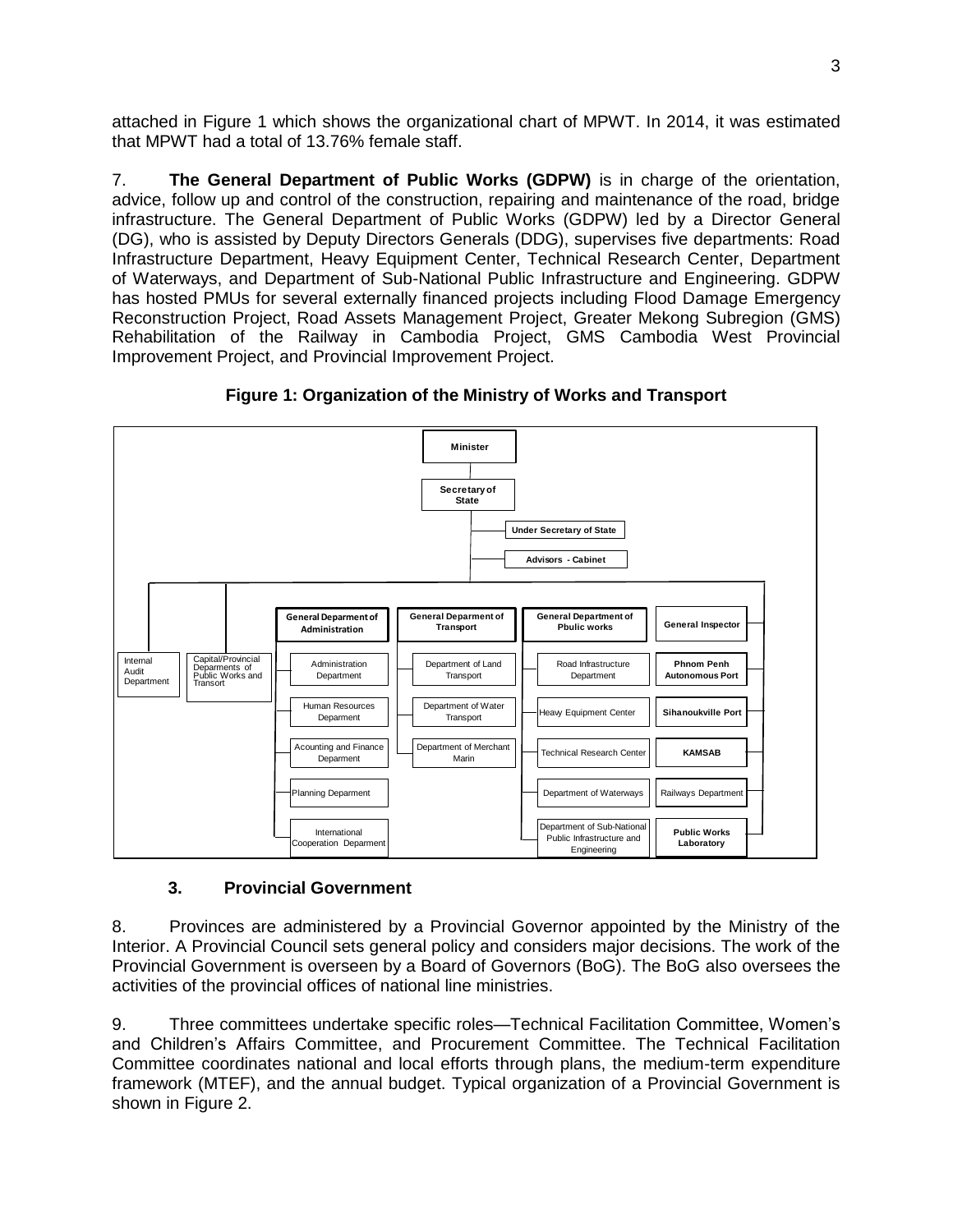attached in Figure 1 which shows the organizational chart of MPWT. In 2014, it was estimated that MPWT had a total of 13.76% female staff.

7. **The General Department of Public Works (GDPW)** is in charge of the orientation, advice, follow up and control of the construction, repairing and maintenance of the road, bridge infrastructure. The General Department of Public Works (GDPW) led by a Director General (DG), who is assisted by Deputy Directors Generals (DDG), supervises five departments: Road Infrastructure Department, Heavy Equipment Center, Technical Research Center, Department of Waterways, and Department of Sub-National Public Infrastructure and Engineering. GDPW has hosted PMUs for several externally financed projects including Flood Damage Emergency Reconstruction Project, Road Assets Management Project, Greater Mekong Subregion (GMS) Rehabilitation of the Railway in Cambodia Project, GMS Cambodia West Provincial Improvement Project, and Provincial Improvement Project.

**Figure 1: Organization of the Ministry of Works and Transport**

- **Minister**
  - **Secretary of State**
    - **Under Secretary of State**
    - **Advisors - Cabinet**
    - Internal Audit Department
    - Capital/Provincial Deparments of Public Works and Transort
    - **General Deparment of Administration**
      - Administration Department
      - Human Resources Deparment
      - Acounting and Finance Deparment
      - Planning Deparment
      - International Cooperation Deparment
    - **General Deparment of Transport**
      - Department of Land Transport
      - Department of Water Transport
      - Department of Merchant Marin
    - **General Department of Pbulic works**
      - Road Infrastructure Department
      - Heavy Equipment Center
      - Technical Research Center
      - Department of Waterways
      - Department of Sub-National Public Infrastructure and Engineering
    - **General Inspector**
    - **Phnom Penh Autonomous Port**
    - **Sihanoukville Port**
    - **KAMSAB**
    - Railways Department
    - **Public Works Laboratory**

### 3. Provincial Government

8. Provinces are administered by a Provincial Governor appointed by the Ministry of the Interior. A Provincial Council sets general policy and considers major decisions. The work of the Provincial Government is overseen by a Board of Governors (BoG). The BoG also oversees the activities of the provincial offices of national line ministries.

9. Three committees undertake specific roles—Technical Facilitation Committee, Women's and Children's Affairs Committee, and Procurement Committee. The Technical Facilitation Committee coordinates national and local efforts through plans, the medium-term expenditure framework (MTEF), and the annual budget. Typical organization of a Provincial Government is shown in Figure 2.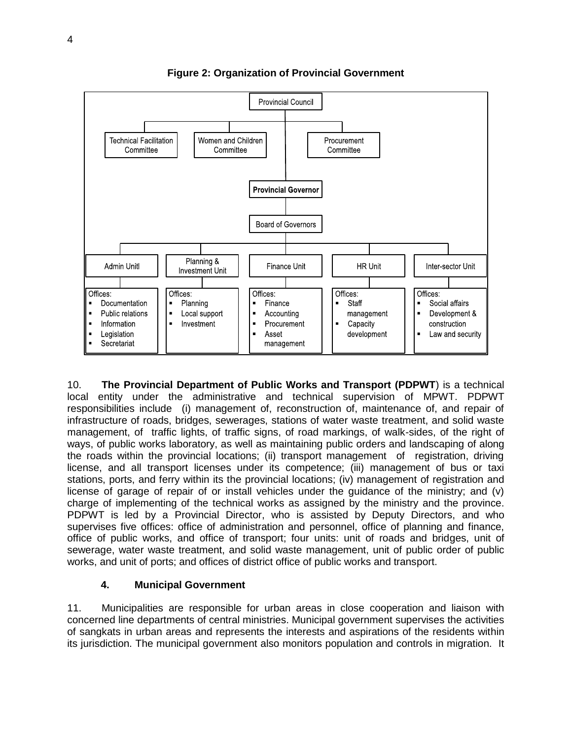**Figure 2: Organization of Provincial Government**

Provincial Council

Technical Facilitation Committee | Women and Children Committee | Procurement Committee

Provincial Governor

Board of Governors

| Admin Unitl | Planning & Investment Unit | Finance Unit | HR Unit | Inter-sector Unit |
|---|---|---|---|---|
| Offices: ▪ Documentation ▪ Public relations ▪ Information ▪ Legislation ▪ Secretariat | Offices: ▪ Planning ▪ Local support ▪ Investment | Offices: ▪ Finance ▪ Accounting ▪ Procurement ▪ Asset management | Offices: ▪ Staff management ▪ Capacity development | Offices: ▪ Social affairs ▪ Development & construction ▪ Law and security |

10. **The Provincial Department of Public Works and Transport (PDPWT**) is a technical local entity under the administrative and technical supervision of MPWT. PDPWT responsibilities include (i) management of, reconstruction of, maintenance of, and repair of infrastructure of roads, bridges, sewerages, stations of water waste treatment, and solid waste management, of traffic lights, of traffic signs, of road markings, of walk-sides, of the right of ways, of public works laboratory, as well as maintaining public orders and landscaping of along the roads within the provincial locations; (ii) transport management of registration, driving license, and all transport licenses under its competence; (iii) management of bus or taxi stations, ports, and ferry within its the provincial locations; (iv) management of registration and license of garage of repair of or install vehicles under the guidance of the ministry; and (v) charge of implementing of the technical works as assigned by the ministry and the province. PDPWT is led by a Provincial Director, who is assisted by Deputy Directors, and who supervises five offices: office of administration and personnel, office of planning and finance, office of public works, and office of transport; four units: unit of roads and bridges, unit of sewerage, water waste treatment, and solid waste management, unit of public order of public works, and unit of ports; and offices of district office of public works and transport.

### 4. Municipal Government

11. Municipalities are responsible for urban areas in close cooperation and liaison with concerned line departments of central ministries. Municipal government supervises the activities of sangkats in urban areas and represents the interests and aspirations of the residents within its jurisdiction. The municipal government also monitors population and controls in migration. It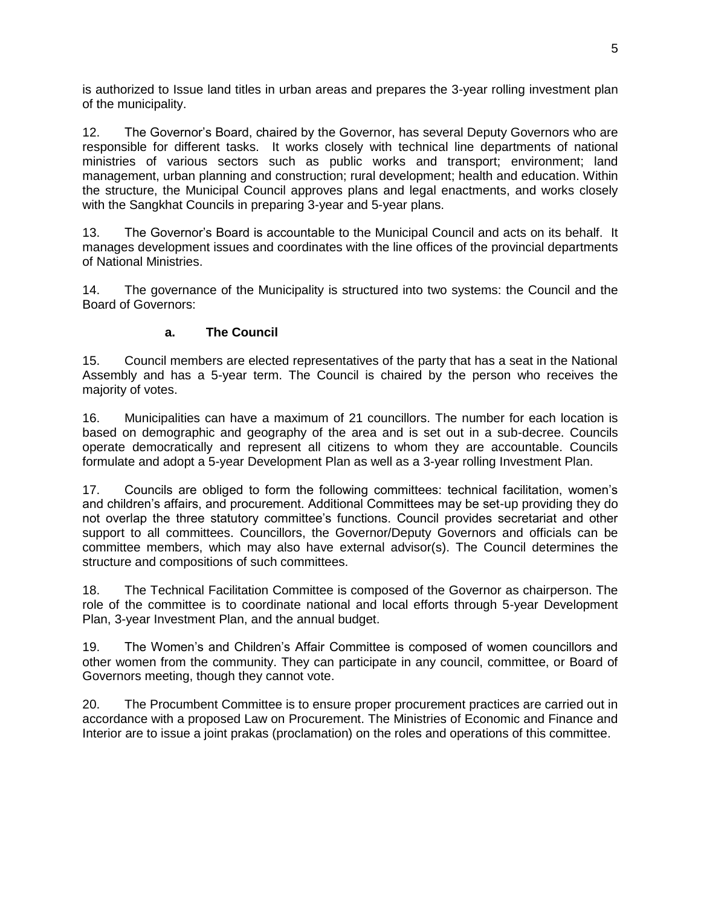is authorized to Issue land titles in urban areas and prepares the 3-year rolling investment plan of the municipality.

12. The Governor's Board, chaired by the Governor, has several Deputy Governors who are responsible for different tasks. It works closely with technical line departments of national ministries of various sectors such as public works and transport; environment; land management, urban planning and construction; rural development; health and education. Within the structure, the Municipal Council approves plans and legal enactments, and works closely with the Sangkhat Councils in preparing 3-year and 5-year plans.

13. The Governor's Board is accountable to the Municipal Council and acts on its behalf. It manages development issues and coordinates with the line offices of the provincial departments of National Ministries.

14. The governance of the Municipality is structured into two systems: the Council and the Board of Governors:

**a. The Council**

15. Council members are elected representatives of the party that has a seat in the National Assembly and has a 5-year term. The Council is chaired by the person who receives the majority of votes.

16. Municipalities can have a maximum of 21 councillors. The number for each location is based on demographic and geography of the area and is set out in a sub-decree. Councils operate democratically and represent all citizens to whom they are accountable. Councils formulate and adopt a 5-year Development Plan as well as a 3-year rolling Investment Plan.

17. Councils are obliged to form the following committees: technical facilitation, women's and children's affairs, and procurement. Additional Committees may be set-up providing they do not overlap the three statutory committee's functions. Council provides secretariat and other support to all committees. Councillors, the Governor/Deputy Governors and officials can be committee members, which may also have external advisor(s). The Council determines the structure and compositions of such committees.

18. The Technical Facilitation Committee is composed of the Governor as chairperson. The role of the committee is to coordinate national and local efforts through 5-year Development Plan, 3-year Investment Plan, and the annual budget.

19. The Women's and Children's Affair Committee is composed of women councillors and other women from the community. They can participate in any council, committee, or Board of Governors meeting, though they cannot vote.

20. The Procumbent Committee is to ensure proper procurement practices are carried out in accordance with a proposed Law on Procurement. The Ministries of Economic and Finance and Interior are to issue a joint prakas (proclamation) on the roles and operations of this committee.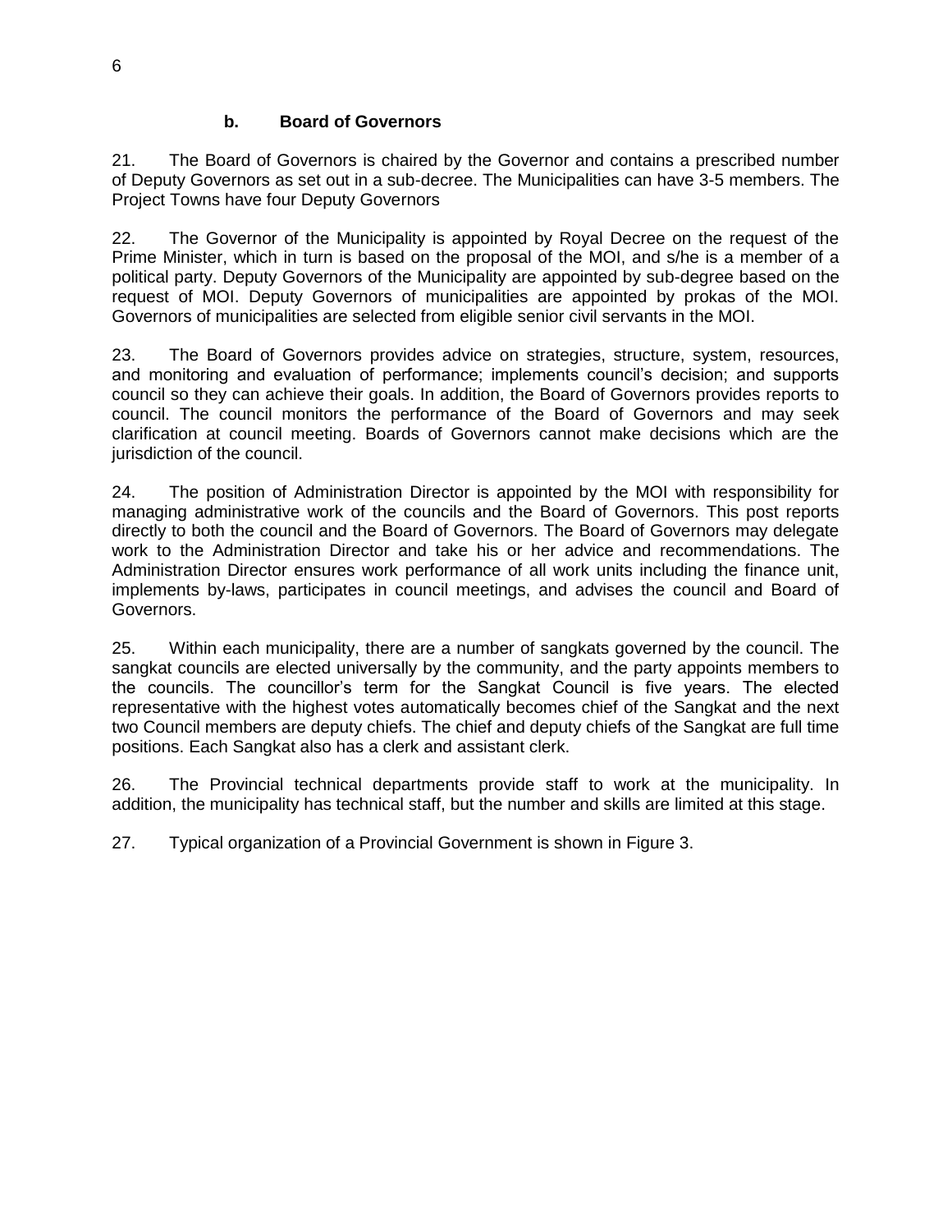### b. Board of Governors

21. The Board of Governors is chaired by the Governor and contains a prescribed number of Deputy Governors as set out in a sub-decree. The Municipalities can have 3-5 members. The Project Towns have four Deputy Governors

22. The Governor of the Municipality is appointed by Royal Decree on the request of the Prime Minister, which in turn is based on the proposal of the MOI, and s/he is a member of a political party. Deputy Governors of the Municipality are appointed by sub-degree based on the request of MOI. Deputy Governors of municipalities are appointed by prokas of the MOI. Governors of municipalities are selected from eligible senior civil servants in the MOI.

23. The Board of Governors provides advice on strategies, structure, system, resources, and monitoring and evaluation of performance; implements council's decision; and supports council so they can achieve their goals. In addition, the Board of Governors provides reports to council. The council monitors the performance of the Board of Governors and may seek clarification at council meeting. Boards of Governors cannot make decisions which are the jurisdiction of the council.

24. The position of Administration Director is appointed by the MOI with responsibility for managing administrative work of the councils and the Board of Governors. This post reports directly to both the council and the Board of Governors. The Board of Governors may delegate work to the Administration Director and take his or her advice and recommendations. The Administration Director ensures work performance of all work units including the finance unit, implements by-laws, participates in council meetings, and advises the council and Board of Governors.

25. Within each municipality, there are a number of sangkats governed by the council. The sangkat councils are elected universally by the community, and the party appoints members to the councils. The councillor's term for the Sangkat Council is five years. The elected representative with the highest votes automatically becomes chief of the Sangkat and the next two Council members are deputy chiefs. The chief and deputy chiefs of the Sangkat are full time positions. Each Sangkat also has a clerk and assistant clerk.

26. The Provincial technical departments provide staff to work at the municipality. In addition, the municipality has technical staff, but the number and skills are limited at this stage.

27. Typical organization of a Provincial Government is shown in Figure 3.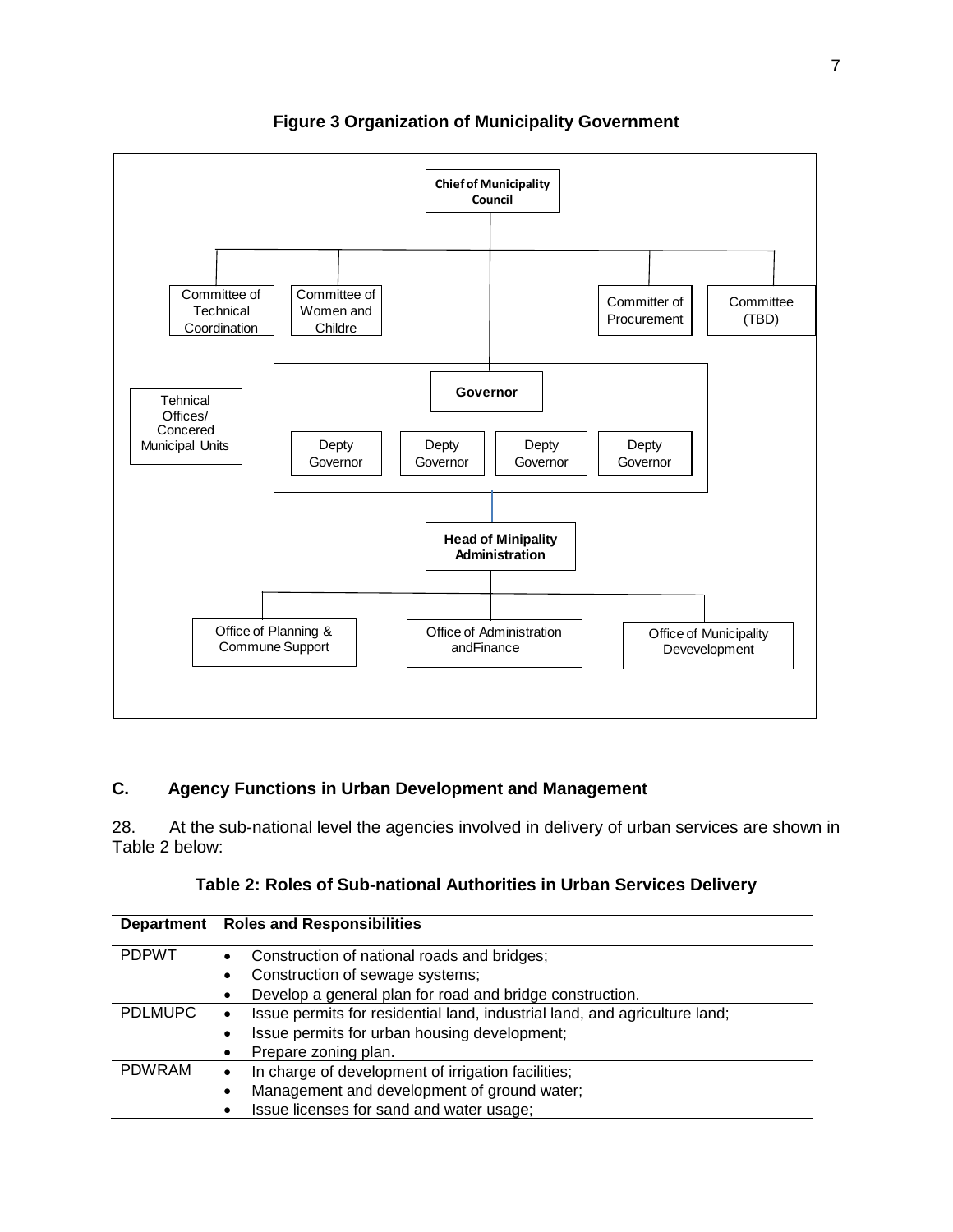**Figure 3 Organization of Municipality Government**

Chief of Municipality Council

Committee of Technical Coordination

Committee of Women and Childre

Committer of Procurement

Committee (TBD)

Tehnical Offices/ Concered Municipal Units

Governor

Depty Governor

Depty Governor

Depty Governor

Depty Governor

Head of Minipality Administration

Office of Planning & Commune Support

Office of Administration andFinance

Office of Municipality Devevelopment

### C. Agency Functions in Urban Development and Management

28. At the sub-national level the agencies involved in delivery of urban services are shown in Table 2 below:

**Table 2: Roles of Sub-national Authorities in Urban Services Delivery**

| Department | Roles and Responsibilities |
|---|---|
| PDPWT | • Construction of national roads and bridges;<br>• Construction of sewage systems;<br>• Develop a general plan for road and bridge construction. |
| PDLMUPC | • Issue permits for residential land, industrial land, and agriculture land;<br>• Issue permits for urban housing development;<br>• Prepare zoning plan. |
| PDWRAM | • In charge of development of irrigation facilities;<br>• Management and development of ground water;<br>• Issue licenses for sand and water usage; |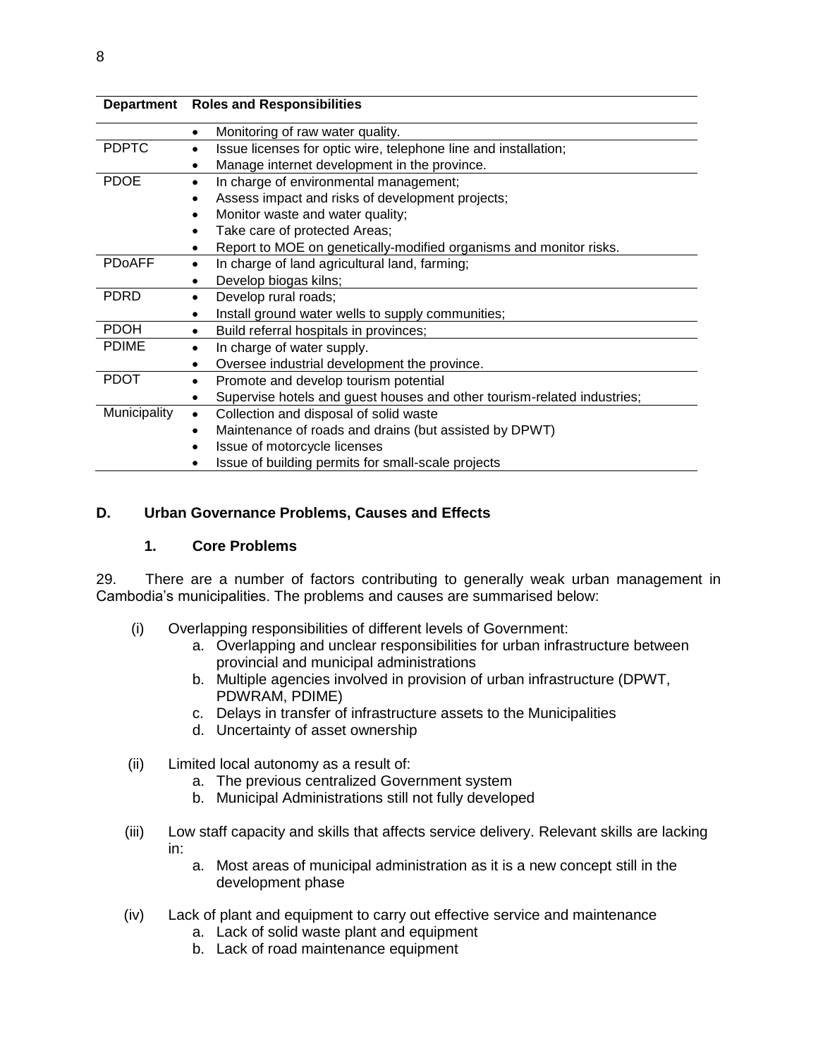| Department | Roles and Responsibilities |
|---|---|
| | • Monitoring of raw water quality. |
| PDPTC | • Issue licenses for optic wire, telephone line and installation;<br>• Manage internet development in the province. |
| PDOE | • In charge of environmental management;<br>• Assess impact and risks of development projects;<br>• Monitor waste and water quality;<br>• Take care of protected Areas;<br>• Report to MOE on genetically-modified organisms and monitor risks. |
| PDoAFF | • In charge of land agricultural land, farming;<br>• Develop biogas kilns; |
| PDRD | • Develop rural roads;<br>• Install ground water wells to supply communities; |
| PDOH | • Build referral hospitals in provinces; |
| PDIME | • In charge of water supply.<br>• Oversee industrial development the province. |
| PDOT | • Promote and develop tourism potential<br>• Supervise hotels and guest houses and other tourism-related industries; |
| Municipality | • Collection and disposal of solid waste<br>• Maintenance of roads and drains (but assisted by DPWT)<br>• Issue of motorcycle licenses<br>• Issue of building permits for small-scale projects |

## D. Urban Governance Problems, Causes and Effects

### 1. Core Problems

29. There are a number of factors contributing to generally weak urban management in Cambodia's municipalities. The problems and causes are summarised below:

(i) Overlapping responsibilities of different levels of Government:
   a. Overlapping and unclear responsibilities for urban infrastructure between provincial and municipal administrations
   b. Multiple agencies involved in provision of urban infrastructure (DPWT, PDWRAM, PDIME)
   c. Delays in transfer of infrastructure assets to the Municipalities
   d. Uncertainty of asset ownership

(ii) Limited local autonomy as a result of:
   a. The previous centralized Government system
   b. Municipal Administrations still not fully developed

(iii) Low staff capacity and skills that affects service delivery. Relevant skills are lacking in:
   a. Most areas of municipal administration as it is a new concept still in the development phase

(iv) Lack of plant and equipment to carry out effective service and maintenance
   a. Lack of solid waste plant and equipment
   b. Lack of road maintenance equipment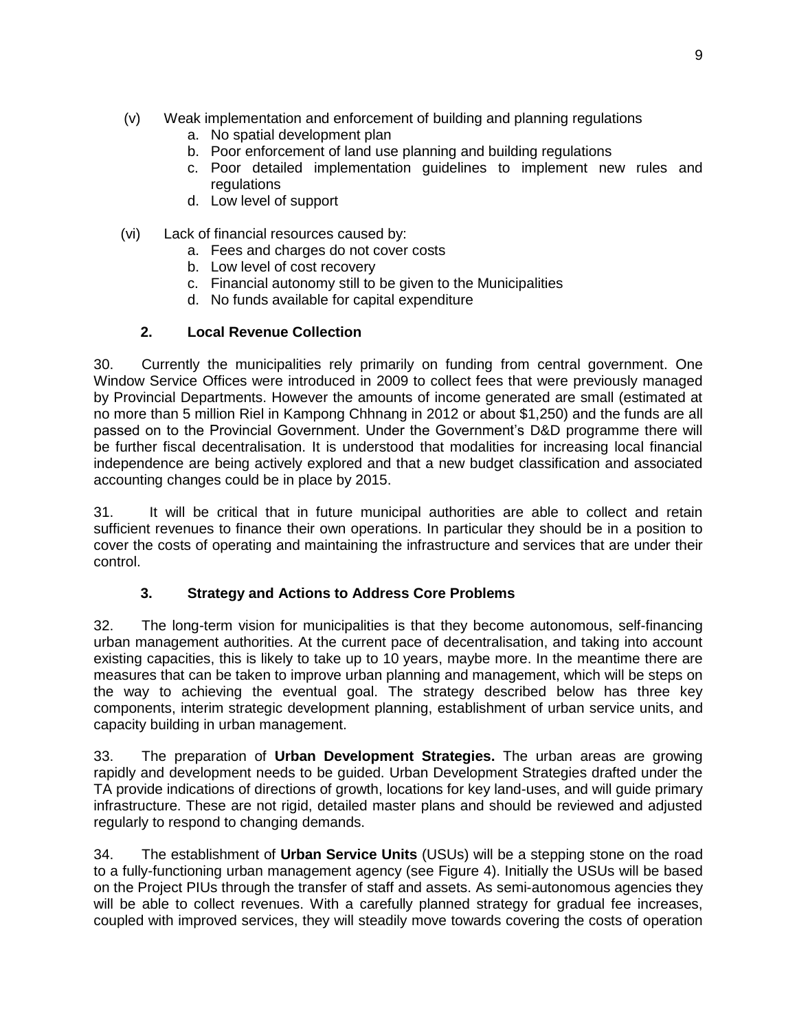(v) Weak implementation and enforcement of building and planning regulations
   a. No spatial development plan
   b. Poor enforcement of land use planning and building regulations
   c. Poor detailed implementation guidelines to implement new rules and regulations
   d. Low level of support

(vi) Lack of financial resources caused by:
   a. Fees and charges do not cover costs
   b. Low level of cost recovery
   c. Financial autonomy still to be given to the Municipalities
   d. No funds available for capital expenditure

### 2. Local Revenue Collection

30. Currently the municipalities rely primarily on funding from central government. One Window Service Offices were introduced in 2009 to collect fees that were previously managed by Provincial Departments. However the amounts of income generated are small (estimated at no more than 5 million Riel in Kampong Chhnang in 2012 or about $1,250) and the funds are all passed on to the Provincial Government. Under the Government's D&D programme there will be further fiscal decentralisation. It is understood that modalities for increasing local financial independence are being actively explored and that a new budget classification and associated accounting changes could be in place by 2015.

31. It will be critical that in future municipal authorities are able to collect and retain sufficient revenues to finance their own operations. In particular they should be in a position to cover the costs of operating and maintaining the infrastructure and services that are under their control.

### 3. Strategy and Actions to Address Core Problems

32. The long-term vision for municipalities is that they become autonomous, self-financing urban management authorities. At the current pace of decentralisation, and taking into account existing capacities, this is likely to take up to 10 years, maybe more. In the meantime there are measures that can be taken to improve urban planning and management, which will be steps on the way to achieving the eventual goal. The strategy described below has three key components, interim strategic development planning, establishment of urban service units, and capacity building in urban management.

33. The preparation of **Urban Development Strategies.** The urban areas are growing rapidly and development needs to be guided. Urban Development Strategies drafted under the TA provide indications of directions of growth, locations for key land-uses, and will guide primary infrastructure. These are not rigid, detailed master plans and should be reviewed and adjusted regularly to respond to changing demands.

34. The establishment of **Urban Service Units** (USUs) will be a stepping stone on the road to a fully-functioning urban management agency (see Figure 4). Initially the USUs will be based on the Project PIUs through the transfer of staff and assets. As semi-autonomous agencies they will be able to collect revenues. With a carefully planned strategy for gradual fee increases, coupled with improved services, they will steadily move towards covering the costs of operation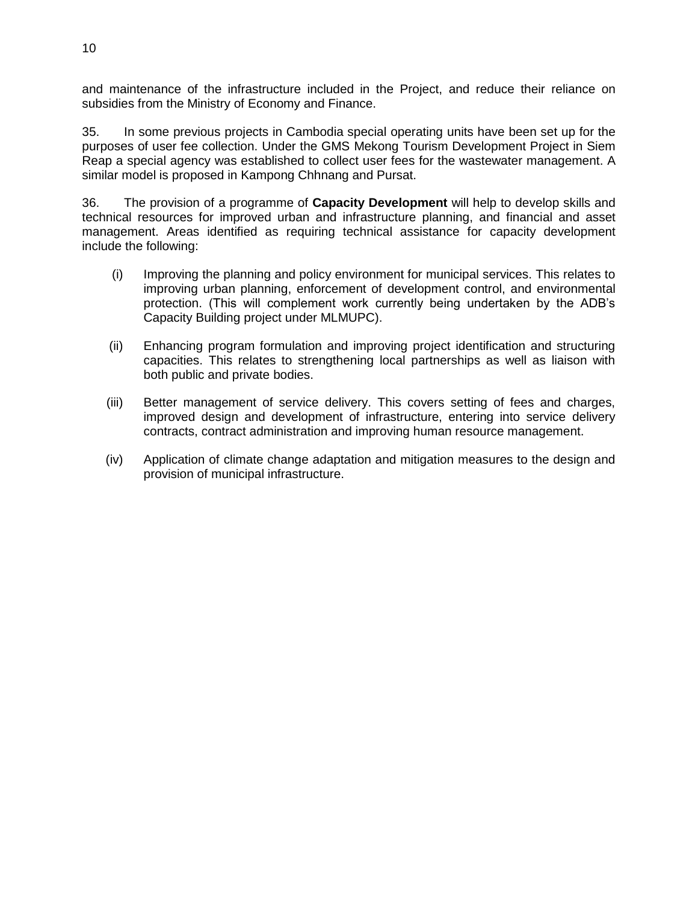and maintenance of the infrastructure included in the Project, and reduce their reliance on subsidies from the Ministry of Economy and Finance.

35. In some previous projects in Cambodia special operating units have been set up for the purposes of user fee collection. Under the GMS Mekong Tourism Development Project in Siem Reap a special agency was established to collect user fees for the wastewater management. A similar model is proposed in Kampong Chhnang and Pursat.

36. The provision of a programme of **Capacity Development** will help to develop skills and technical resources for improved urban and infrastructure planning, and financial and asset management. Areas identified as requiring technical assistance for capacity development include the following:

(i) Improving the planning and policy environment for municipal services. This relates to improving urban planning, enforcement of development control, and environmental protection. (This will complement work currently being undertaken by the ADB's Capacity Building project under MLMUPC).

(ii) Enhancing program formulation and improving project identification and structuring capacities. This relates to strengthening local partnerships as well as liaison with both public and private bodies.

(iii) Better management of service delivery. This covers setting of fees and charges, improved design and development of infrastructure, entering into service delivery contracts, contract administration and improving human resource management.

(iv) Application of climate change adaptation and mitigation measures to the design and provision of municipal infrastructure.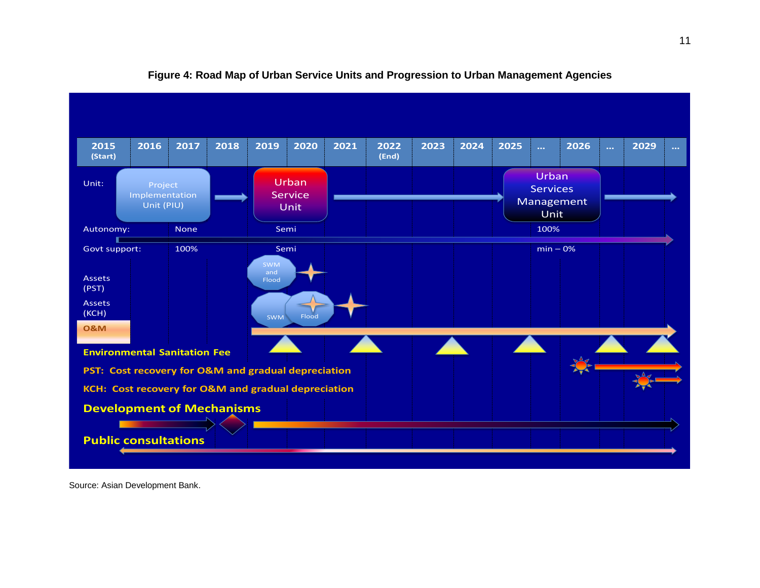**Figure 4: Road Map of Urban Service Units and Progression to Urban Management Agencies**

2015 (Start)
2016
2017
2018
2019
2020
2021
2022 (End)
2023
2024
2025
…
2026
…
2029
…

Unit:
Project Implementation Unit (PIU)
Urban Service Unit
Urban Services Management Unit

Autonomy: None
Semi
100%

Govt support: 100%
Semi
min – 0%

Assets (PST)
SWM and Flood

Assets (KCH)
SWM
Flood

O&M

Environmental Sanitation Fee

PST: Cost recovery for O&M and gradual depreciation

KCH: Cost recovery for O&M and gradual depreciation

Development of Mechanisms

Public consultations

Source: Asian Development Bank.